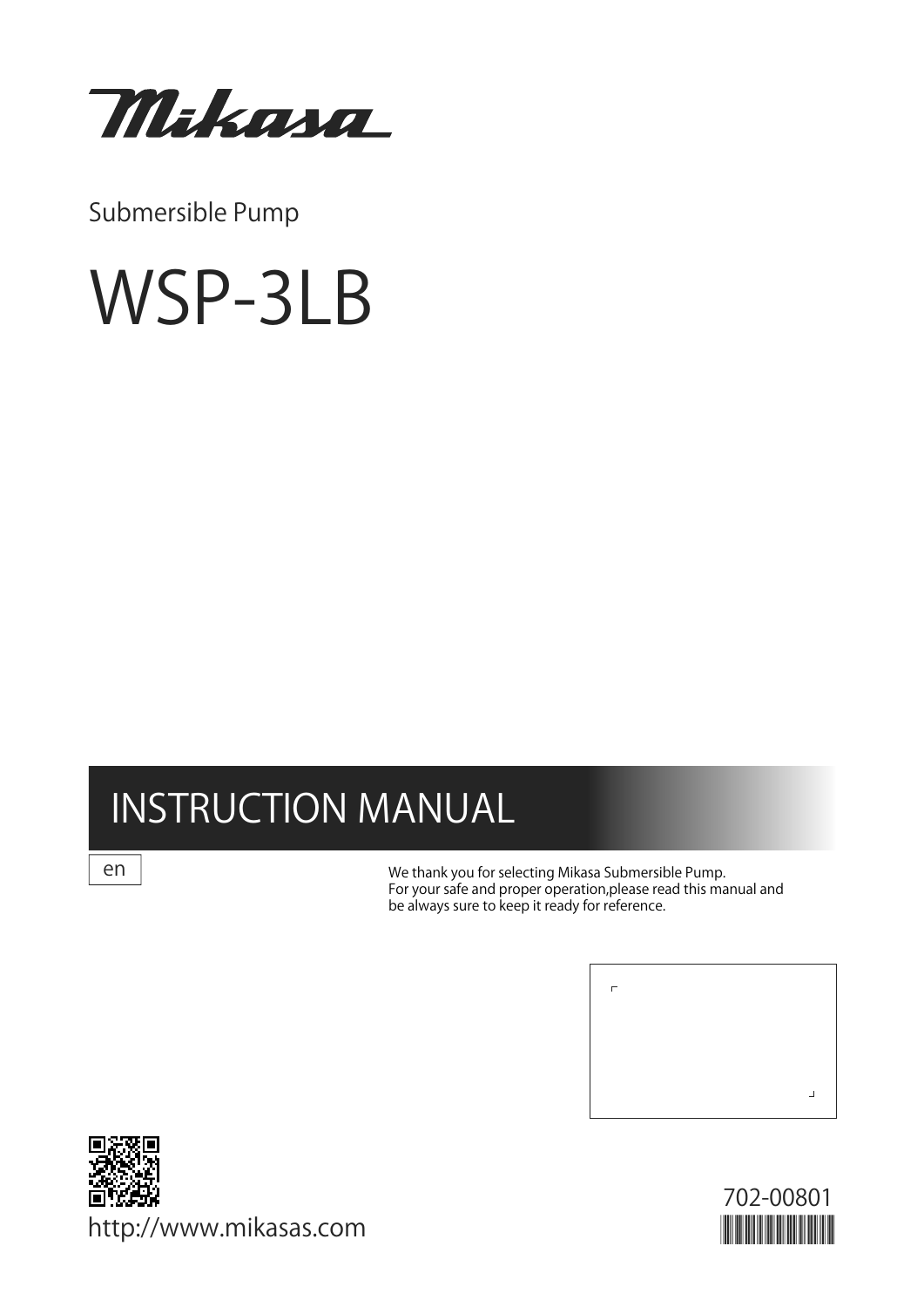Mikasa

Submersible Pump

# WSP-3LB

## INSTRUCTION MANUAL

en

We thank you for selecting Mikasa Submersible Pump.
For your safe and proper operation,please read this manual and be always sure to keep it ready for reference.

http://www.mikasas.com

702-00801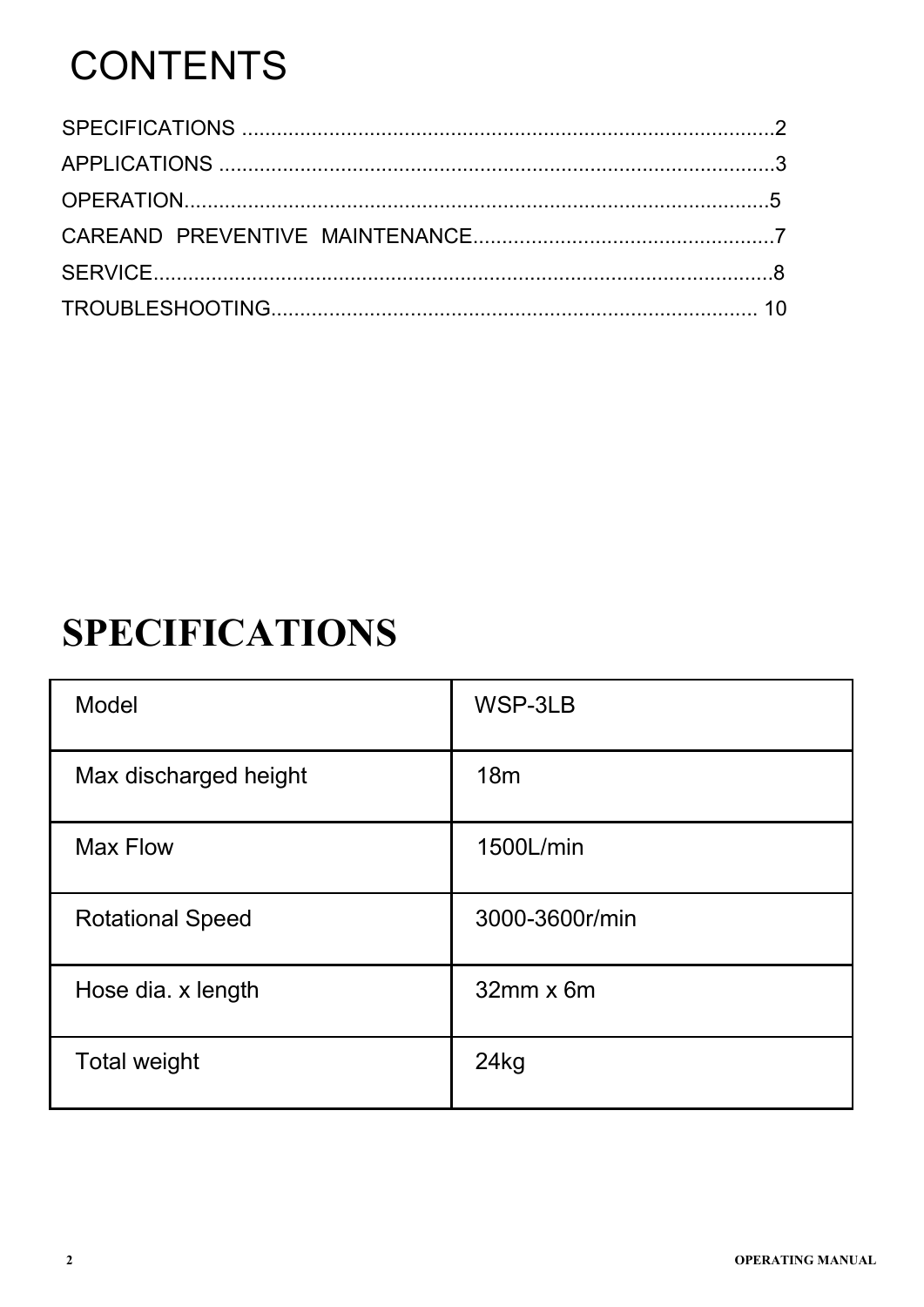# CONTENTS

SPECIFICATIONS ............................................................................................2
APPLICATIONS ...............................................................................................3
OPERATION.....................................................................................................5
CAREAND PREVENTIVE MAINTENANCE....................................................7
SERVICE..........................................................................................................8
TROUBLESHOOTING.................................................................................. 10

# SPECIFICATIONS

| Model | WSP-3LB |
|---|---|
| Max discharged height | 18m |
| Max Flow | 1500L/min |
| Rotational Speed | 3000-3600r/min |
| Hose dia. x length | 32mm x 6m |
| Total weight | 24kg |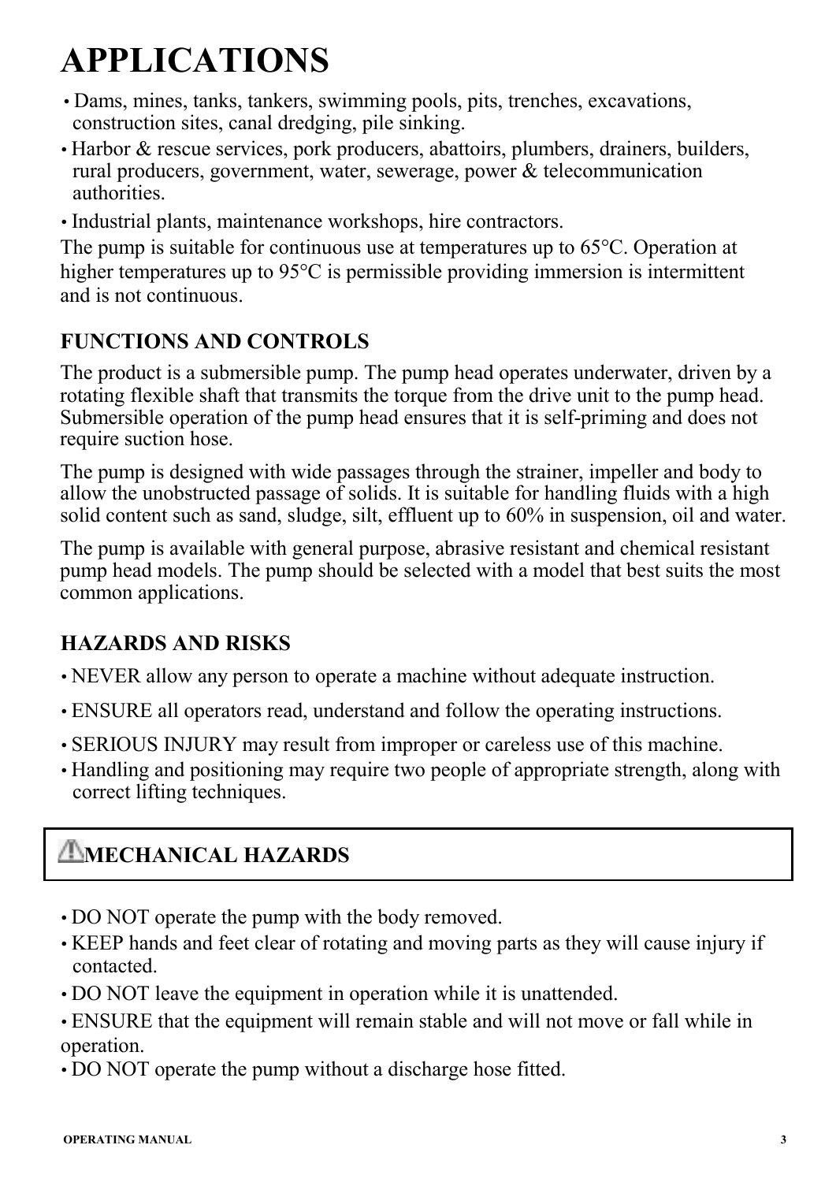# APPLICATIONS

- Dams, mines, tanks, tankers, swimming pools, pits, trenches, excavations, construction sites, canal dredging, pile sinking.
- Harbor & rescue services, pork producers, abattoirs, plumbers, drainers, builders, rural producers, government, water, sewerage, power & telecommunication authorities.
- Industrial plants, maintenance workshops, hire contractors.

The pump is suitable for continuous use at temperatures up to 65°C. Operation at higher temperatures up to 95°C is permissible providing immersion is intermittent and is not continuous.

## FUNCTIONS AND CONTROLS

The product is a submersible pump. The pump head operates underwater, driven by a rotating flexible shaft that transmits the torque from the drive unit to the pump head. Submersible operation of the pump head ensures that it is self-priming and does not require suction hose.

The pump is designed with wide passages through the strainer, impeller and body to allow the unobstructed passage of solids. It is suitable for handling fluids with a high solid content such as sand, sludge, silt, effluent up to 60% in suspension, oil and water.

The pump is available with general purpose, abrasive resistant and chemical resistant pump head models. The pump should be selected with a model that best suits the most common applications.

## HAZARDS AND RISKS

- NEVER allow any person to operate a machine without adequate instruction.
- ENSURE all operators read, understand and follow the operating instructions.
- SERIOUS INJURY may result from improper or careless use of this machine.
- Handling and positioning may require two people of appropriate strength, along with correct lifting techniques.

## ⚠ MECHANICAL HAZARDS

- DO NOT operate the pump with the body removed.
- KEEP hands and feet clear of rotating and moving parts as they will cause injury if contacted.
- DO NOT leave the equipment in operation while it is unattended.
- ENSURE that the equipment will remain stable and will not move or fall while in operation.
- DO NOT operate the pump without a discharge hose fitted.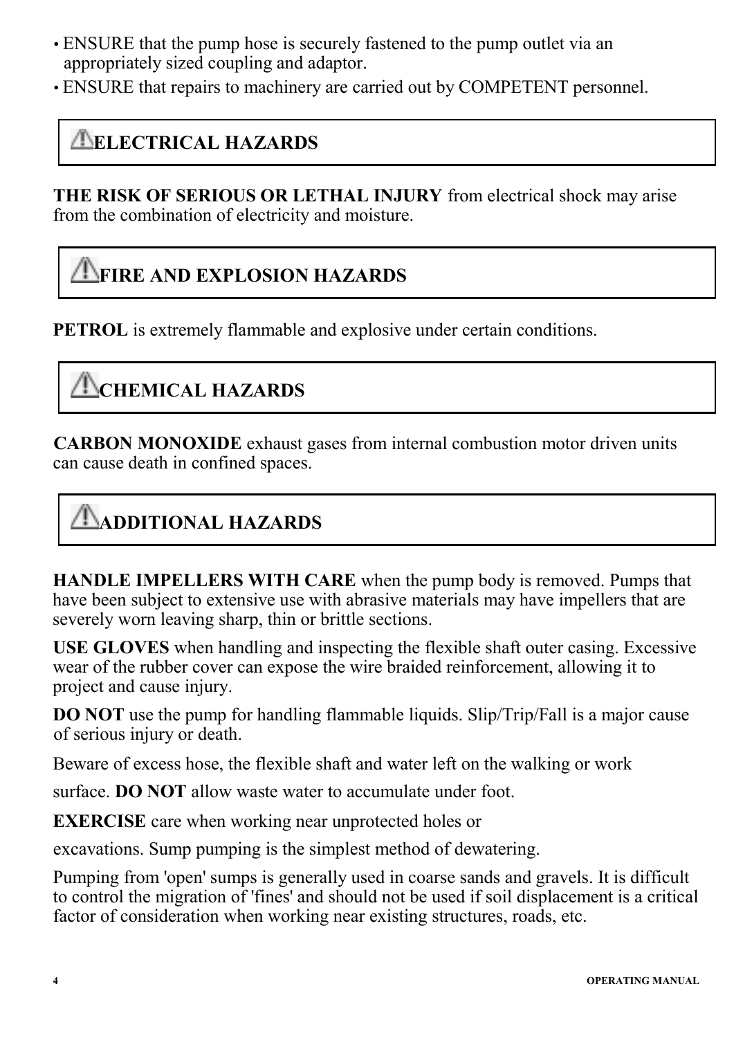- ENSURE that the pump hose is securely fastened to the pump outlet via an appropriately sized coupling and adaptor.
- ENSURE that repairs to machinery are carried out by COMPETENT personnel.

## ⚠ELECTRICAL HAZARDS

**THE RISK OF SERIOUS OR LETHAL INJURY** from electrical shock may arise from the combination of electricity and moisture.

## ⚠FIRE AND EXPLOSION HAZARDS

**PETROL** is extremely flammable and explosive under certain conditions.

## ⚠CHEMICAL HAZARDS

**CARBON MONOXIDE** exhaust gases from internal combustion motor driven units can cause death in confined spaces.

## ⚠ADDITIONAL HAZARDS

**HANDLE IMPELLERS WITH CARE** when the pump body is removed. Pumps that have been subject to extensive use with abrasive materials may have impellers that are severely worn leaving sharp, thin or brittle sections.

**USE GLOVES** when handling and inspecting the flexible shaft outer casing. Excessive wear of the rubber cover can expose the wire braided reinforcement, allowing it to project and cause injury.

**DO NOT** use the pump for handling flammable liquids. Slip/Trip/Fall is a major cause of serious injury or death.

Beware of excess hose, the flexible shaft and water left on the walking or work

surface. **DO NOT** allow waste water to accumulate under foot.

**EXERCISE** care when working near unprotected holes or

excavations. Sump pumping is the simplest method of dewatering.

Pumping from 'open' sumps is generally used in coarse sands and gravels. It is difficult to control the migration of 'fines' and should not be used if soil displacement is a critical factor of consideration when working near existing structures, roads, etc.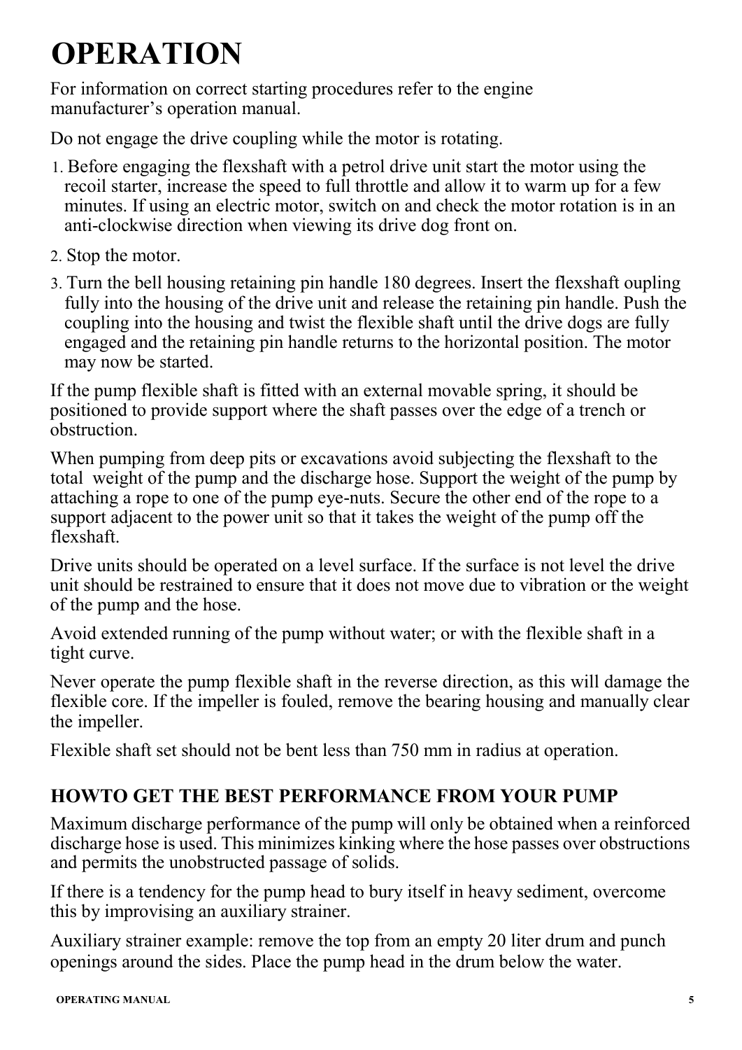# OPERATION

For information on correct starting procedures refer to the engine manufacturer's operation manual.

Do not engage the drive coupling while the motor is rotating.

1. Before engaging the flexshaft with a petrol drive unit start the motor using the recoil starter, increase the speed to full throttle and allow it to warm up for a few minutes. If using an electric motor, switch on and check the motor rotation is in an anti-clockwise direction when viewing its drive dog front on.
2. Stop the motor.
3. Turn the bell housing retaining pin handle 180 degrees. Insert the flexshaft oupling fully into the housing of the drive unit and release the retaining pin handle. Push the coupling into the housing and twist the flexible shaft until the drive dogs are fully engaged and the retaining pin handle returns to the horizontal position. The motor may now be started.

If the pump flexible shaft is fitted with an external movable spring, it should be positioned to provide support where the shaft passes over the edge of a trench or obstruction.

When pumping from deep pits or excavations avoid subjecting the flexshaft to the total weight of the pump and the discharge hose. Support the weight of the pump by attaching a rope to one of the pump eye-nuts. Secure the other end of the rope to a support adjacent to the power unit so that it takes the weight of the pump off the flexshaft.

Drive units should be operated on a level surface. If the surface is not level the drive unit should be restrained to ensure that it does not move due to vibration or the weight of the pump and the hose.

Avoid extended running of the pump without water; or with the flexible shaft in a tight curve.

Never operate the pump flexible shaft in the reverse direction, as this will damage the flexible core. If the impeller is fouled, remove the bearing housing and manually clear the impeller.

Flexible shaft set should not be bent less than 750 mm in radius at operation.

## HOWTO GET THE BEST PERFORMANCE FROM YOUR PUMP

Maximum discharge performance of the pump will only be obtained when a reinforced discharge hose is used. This minimizes kinking where the hose passes over obstructions and permits the unobstructed passage of solids.

If there is a tendency for the pump head to bury itself in heavy sediment, overcome this by improvising an auxiliary strainer.

Auxiliary strainer example: remove the top from an empty 20 liter drum and punch openings around the sides. Place the pump head in the drum below the water.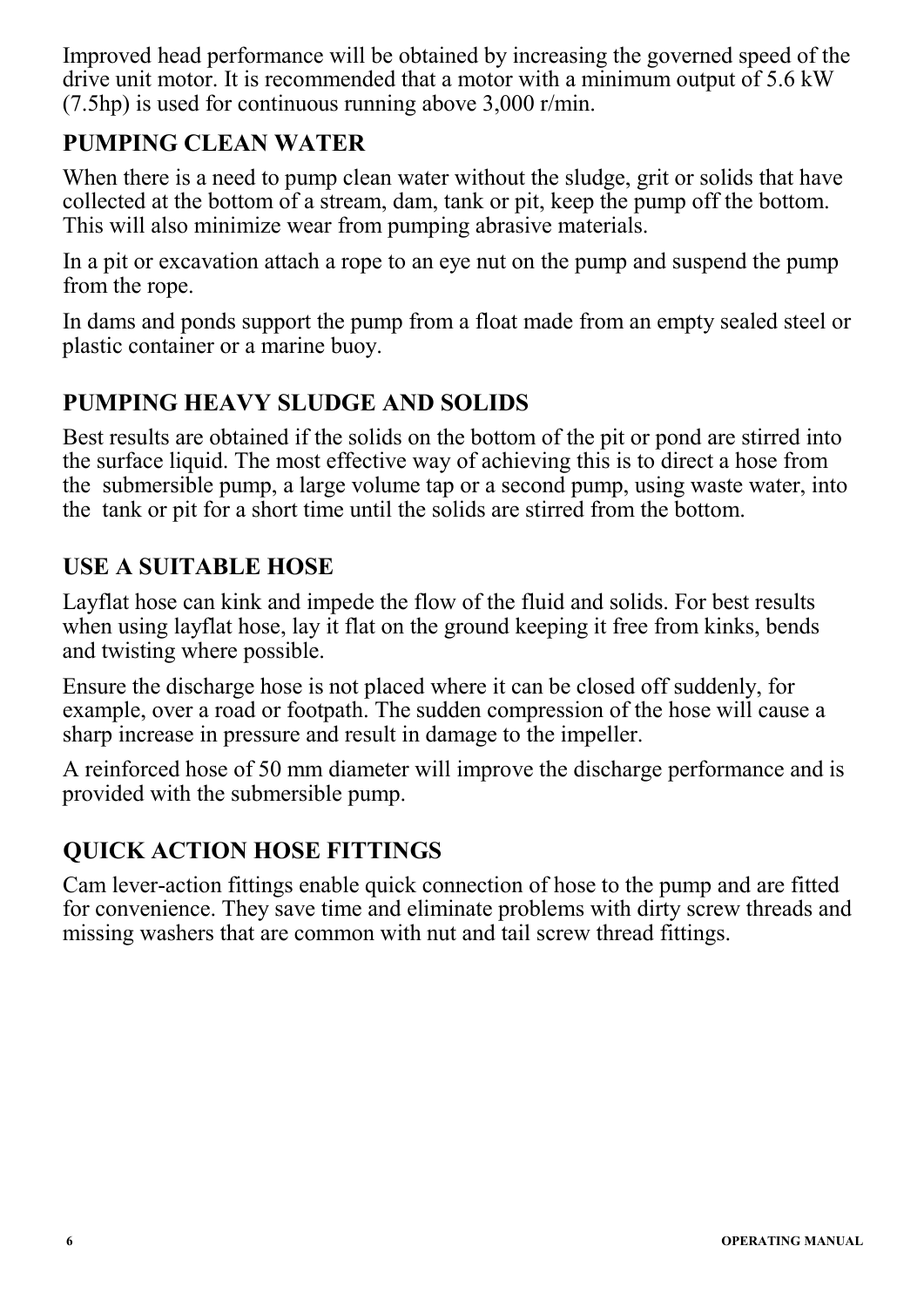Improved head performance will be obtained by increasing the governed speed of the drive unit motor. It is recommended that a motor with a minimum output of 5.6 kW (7.5hp) is used for continuous running above 3,000 r/min.

## PUMPING CLEAN WATER

When there is a need to pump clean water without the sludge, grit or solids that have collected at the bottom of a stream, dam, tank or pit, keep the pump off the bottom. This will also minimize wear from pumping abrasive materials.

In a pit or excavation attach a rope to an eye nut on the pump and suspend the pump from the rope.

In dams and ponds support the pump from a float made from an empty sealed steel or plastic container or a marine buoy.

## PUMPING HEAVY SLUDGE AND SOLIDS

Best results are obtained if the solids on the bottom of the pit or pond are stirred into the surface liquid. The most effective way of achieving this is to direct a hose from the submersible pump, a large volume tap or a second pump, using waste water, into the tank or pit for a short time until the solids are stirred from the bottom.

## USE A SUITABLE HOSE

Layflat hose can kink and impede the flow of the fluid and solids. For best results when using layflat hose, lay it flat on the ground keeping it free from kinks, bends and twisting where possible.

Ensure the discharge hose is not placed where it can be closed off suddenly, for example, over a road or footpath. The sudden compression of the hose will cause a sharp increase in pressure and result in damage to the impeller.

A reinforced hose of 50 mm diameter will improve the discharge performance and is provided with the submersible pump.

## QUICK ACTION HOSE FITTINGS

Cam lever-action fittings enable quick connection of hose to the pump and are fitted for convenience. They save time and eliminate problems with dirty screw threads and missing washers that are common with nut and tail screw thread fittings.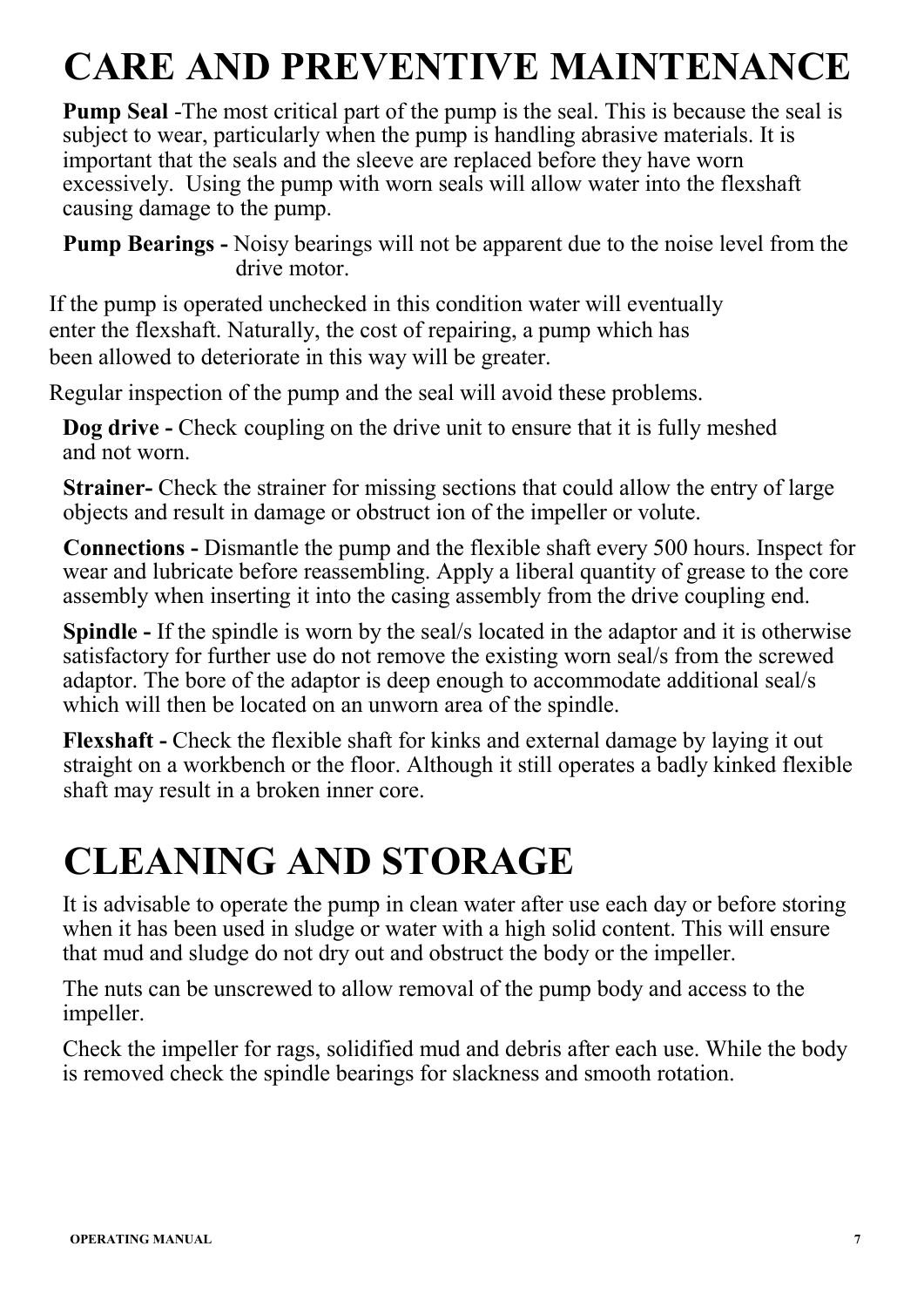# CARE AND PREVENTIVE MAINTENANCE

**Pump Seal** -The most critical part of the pump is the seal. This is because the seal is subject to wear, particularly when the pump is handling abrasive materials. It is important that the seals and the sleeve are replaced before they have worn excessively. Using the pump with worn seals will allow water into the flexshaft causing damage to the pump.

**Pump Bearings -** Noisy bearings will not be apparent due to the noise level from the drive motor.

If the pump is operated unchecked in this condition water will eventually enter the flexshaft. Naturally, the cost of repairing, a pump which has been allowed to deteriorate in this way will be greater.

Regular inspection of the pump and the seal will avoid these problems.

**Dog drive -** Check coupling on the drive unit to ensure that it is fully meshed and not worn.

**Strainer-** Check the strainer for missing sections that could allow the entry of large objects and result in damage or obstruct ion of the impeller or volute.

**Connections -** Dismantle the pump and the flexible shaft every 500 hours. Inspect for wear and lubricate before reassembling. Apply a liberal quantity of grease to the core assembly when inserting it into the casing assembly from the drive coupling end.

**Spindle -** If the spindle is worn by the seal/s located in the adaptor and it is otherwise satisfactory for further use do not remove the existing worn seal/s from the screwed adaptor. The bore of the adaptor is deep enough to accommodate additional seal/s which will then be located on an unworn area of the spindle.

**Flexshaft -** Check the flexible shaft for kinks and external damage by laying it out straight on a workbench or the floor. Although it still operates a badly kinked flexible shaft may result in a broken inner core.

# CLEANING AND STORAGE

It is advisable to operate the pump in clean water after use each day or before storing when it has been used in sludge or water with a high solid content. This will ensure that mud and sludge do not dry out and obstruct the body or the impeller.

The nuts can be unscrewed to allow removal of the pump body and access to the impeller.

Check the impeller for rags, solidified mud and debris after each use. While the body is removed check the spindle bearings for slackness and smooth rotation.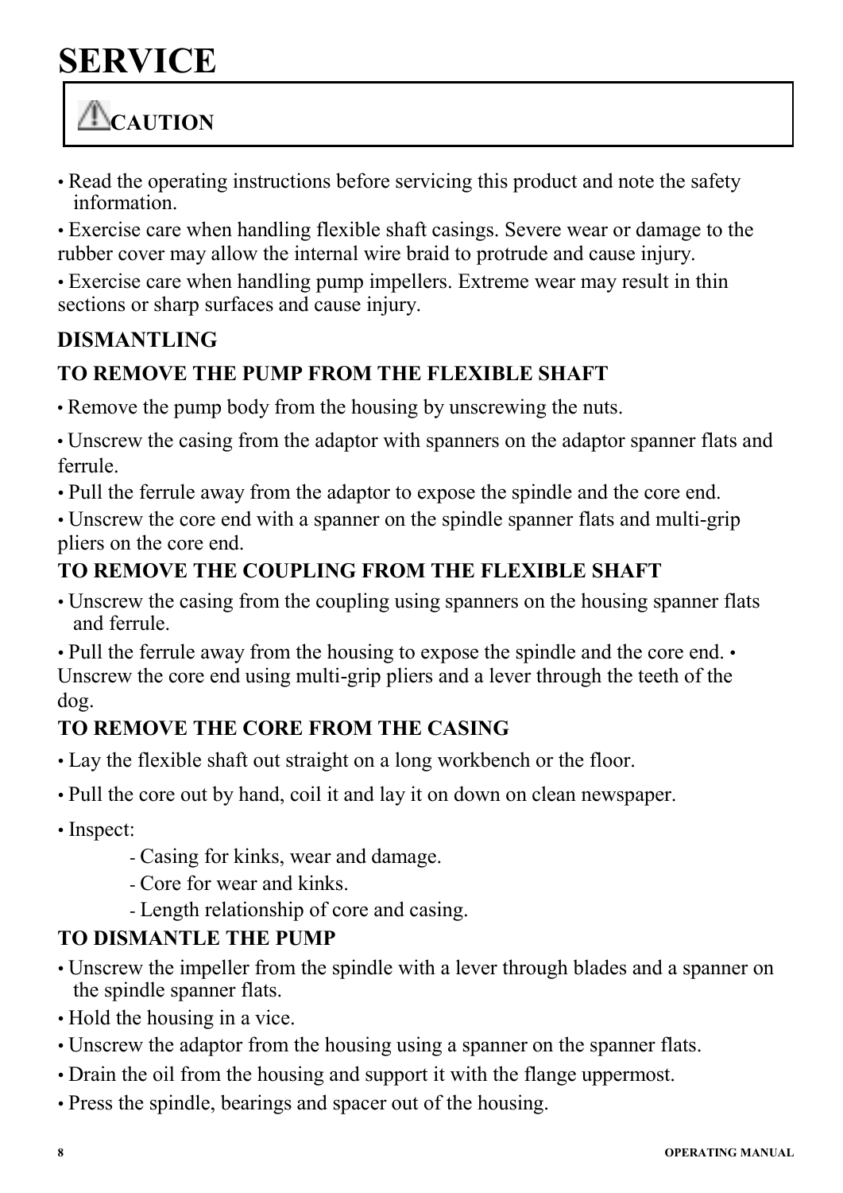# SERVICE

**CAUTION**

- Read the operating instructions before servicing this product and note the safety information.
- Exercise care when handling flexible shaft casings. Severe wear or damage to the rubber cover may allow the internal wire braid to protrude and cause injury.
- Exercise care when handling pump impellers. Extreme wear may result in thin sections or sharp surfaces and cause injury.

## DISMANTLING

### TO REMOVE THE PUMP FROM THE FLEXIBLE SHAFT

- Remove the pump body from the housing by unscrewing the nuts.
- Unscrew the casing from the adaptor with spanners on the adaptor spanner flats and ferrule.
- Pull the ferrule away from the adaptor to expose the spindle and the core end.
- Unscrew the core end with a spanner on the spindle spanner flats and multi-grip pliers on the core end.

### TO REMOVE THE COUPLING FROM THE FLEXIBLE SHAFT

- Unscrew the casing from the coupling using spanners on the housing spanner flats and ferrule.
- Pull the ferrule away from the housing to expose the spindle and the core end.
- Unscrew the core end using multi-grip pliers and a lever through the teeth of the dog.

### TO REMOVE THE CORE FROM THE CASING

- Lay the flexible shaft out straight on a long workbench or the floor.
- Pull the core out by hand, coil it and lay it on down on clean newspaper.
- Inspect:
  - Casing for kinks, wear and damage.
  - Core for wear and kinks.
  - Length relationship of core and casing.

### TO DISMANTLE THE PUMP

- Unscrew the impeller from the spindle with a lever through blades and a spanner on the spindle spanner flats.
- Hold the housing in a vice.
- Unscrew the adaptor from the housing using a spanner on the spanner flats.
- Drain the oil from the housing and support it with the flange uppermost.
- Press the spindle, bearings and spacer out of the housing.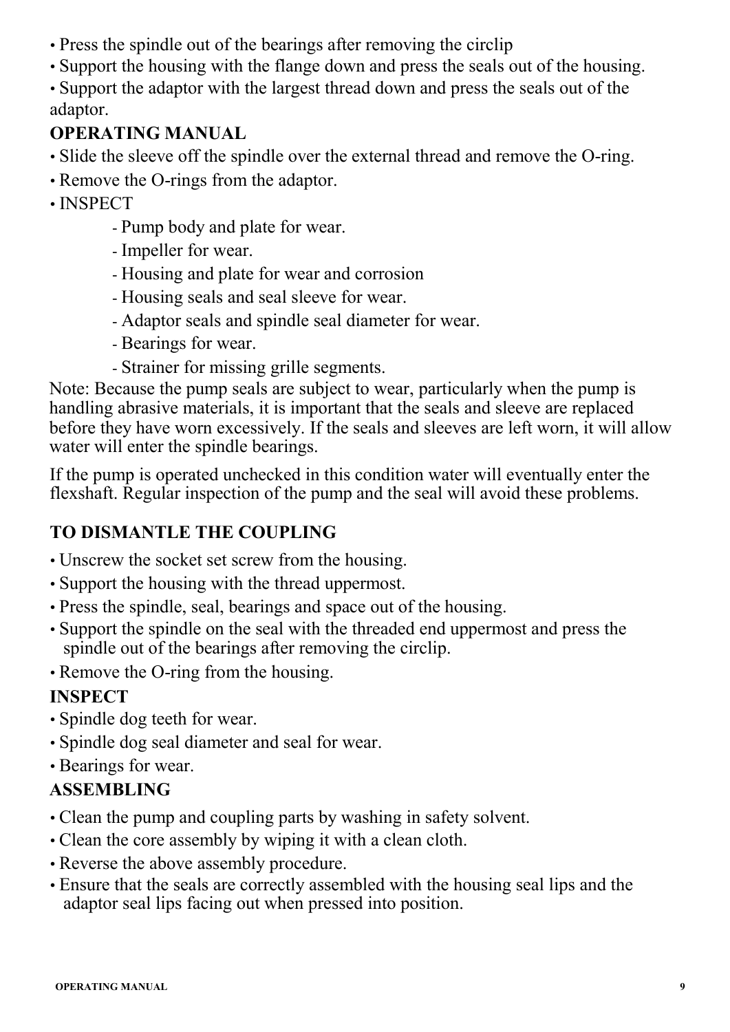- Press the spindle out of the bearings after removing the circlip
- Support the housing with the flange down and press the seals out of the housing.
- Support the adaptor with the largest thread down and press the seals out of the adaptor.

## OPERATING MANUAL

- Slide the sleeve off the spindle over the external thread and remove the O-ring.
- Remove the O-rings from the adaptor.
- INSPECT
  - Pump body and plate for wear.
  - Impeller for wear.
  - Housing and plate for wear and corrosion
  - Housing seals and seal sleeve for wear.
  - Adaptor seals and spindle seal diameter for wear.
  - Bearings for wear.
  - Strainer for missing grille segments.

Note: Because the pump seals are subject to wear, particularly when the pump is handling abrasive materials, it is important that the seals and sleeve are replaced before they have worn excessively. If the seals and sleeves are left worn, it will allow water will enter the spindle bearings.

If the pump is operated unchecked in this condition water will eventually enter the flexshaft. Regular inspection of the pump and the seal will avoid these problems.

## TO DISMANTLE THE COUPLING

- Unscrew the socket set screw from the housing.
- Support the housing with the thread uppermost.
- Press the spindle, seal, bearings and space out of the housing.
- Support the spindle on the seal with the threaded end uppermost and press the spindle out of the bearings after removing the circlip.
- Remove the O-ring from the housing.

## INSPECT

- Spindle dog teeth for wear.
- Spindle dog seal diameter and seal for wear.
- Bearings for wear.

## ASSEMBLING

- Clean the pump and coupling parts by washing in safety solvent.
- Clean the core assembly by wiping it with a clean cloth.
- Reverse the above assembly procedure.
- Ensure that the seals are correctly assembled with the housing seal lips and the adaptor seal lips facing out when pressed into position.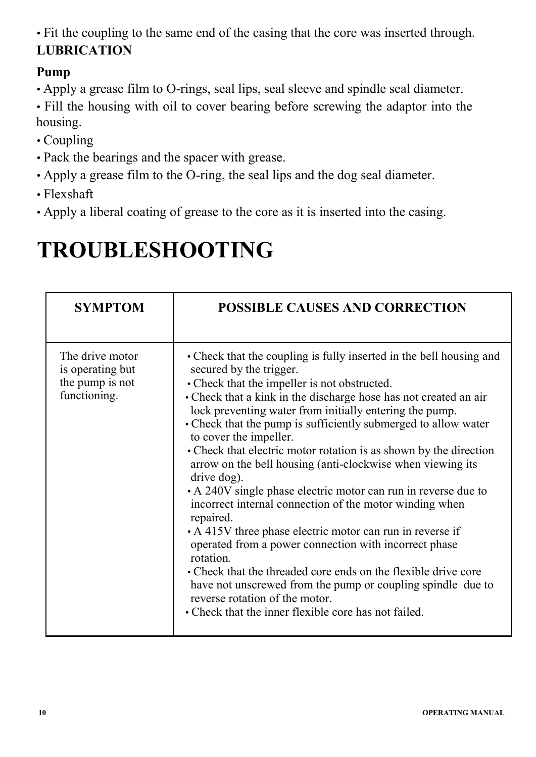- Fit the coupling to the same end of the casing that the core was inserted through.

**LUBRICATION**

**Pump**

- Apply a grease film to O-rings, seal lips, seal sleeve and spindle seal diameter.
- Fill the housing with oil to cover bearing before screwing the adaptor into the housing.
- Coupling
- Pack the bearings and the spacer with grease.
- Apply a grease film to the O-ring, the seal lips and the dog seal diameter.
- Flexshaft
- Apply a liberal coating of grease to the core as it is inserted into the casing.

# TROUBLESHOOTING

| SYMPTOM | POSSIBLE CAUSES AND CORRECTION |
|---|---|
| The drive motor is operating but the pump is not functioning. | • Check that the coupling is fully inserted in the bell housing and secured by the trigger.<br>• Check that the impeller is not obstructed.<br>• Check that a kink in the discharge hose has not created an air lock preventing water from initially entering the pump.<br>• Check that the pump is sufficiently submerged to allow water to cover the impeller.<br>• Check that electric motor rotation is as shown by the direction arrow on the bell housing (anti-clockwise when viewing its drive dog).<br>• A 240V single phase electric motor can run in reverse due to incorrect internal connection of the motor winding when repaired.<br>• A 415V three phase electric motor can run in reverse if operated from a power connection with incorrect phase rotation.<br>• Check that the threaded core ends on the flexible drive core have not unscrewed from the pump or coupling spindle due to reverse rotation of the motor.<br>• Check that the inner flexible core has not failed. |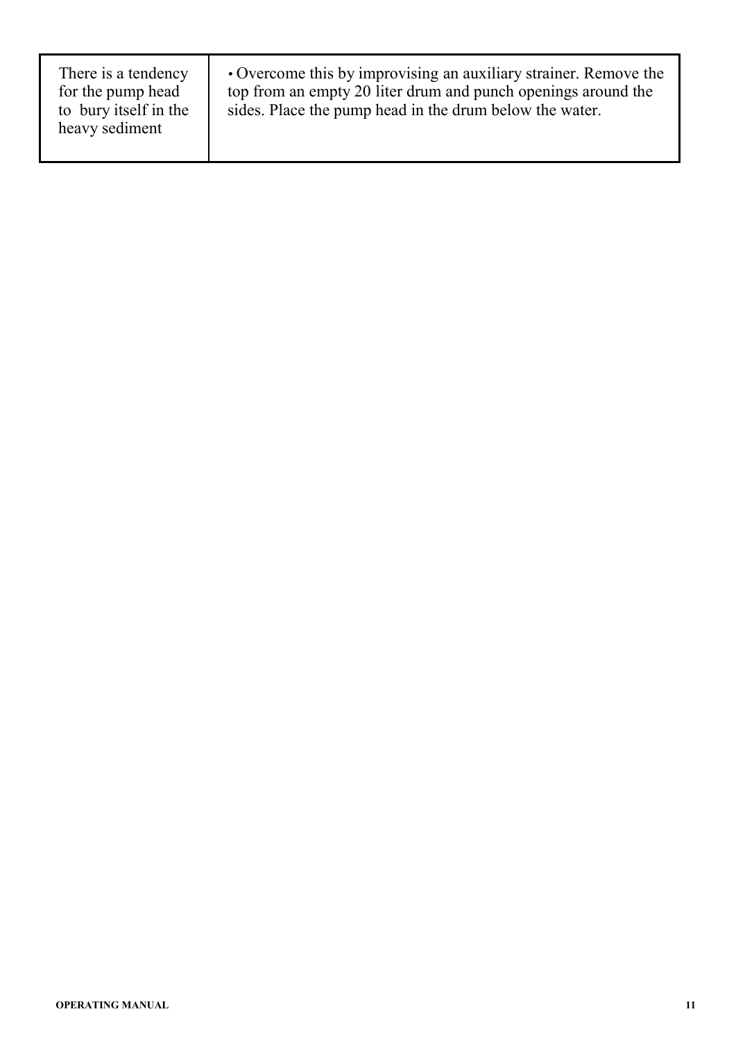| | |
|---|---|
| There is a tendency for the pump head to bury itself in the heavy sediment | • Overcome this by improvising an auxiliary strainer. Remove the top from an empty 20 liter drum and punch openings around the sides. Place the pump head in the drum below the water. |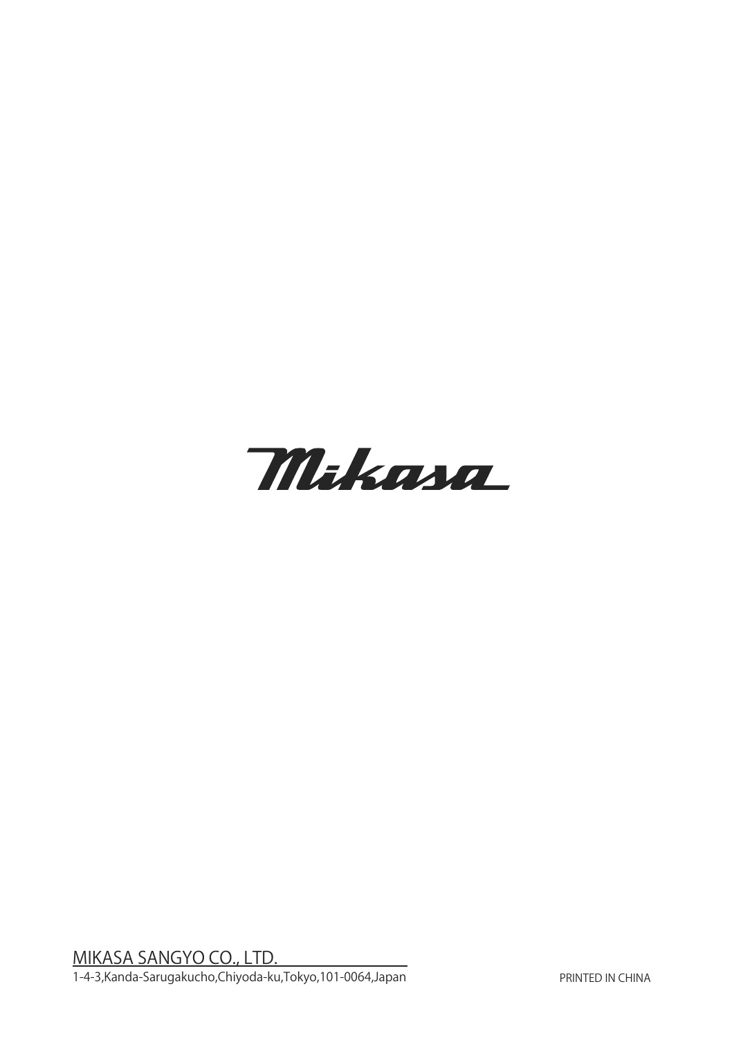Mikasa

MIKASA SANGYO CO., LTD.

1-4-3,Kanda-Sarugakucho,Chiyoda-ku,Tokyo,101-0064,Japan

PRINTED IN CHINA